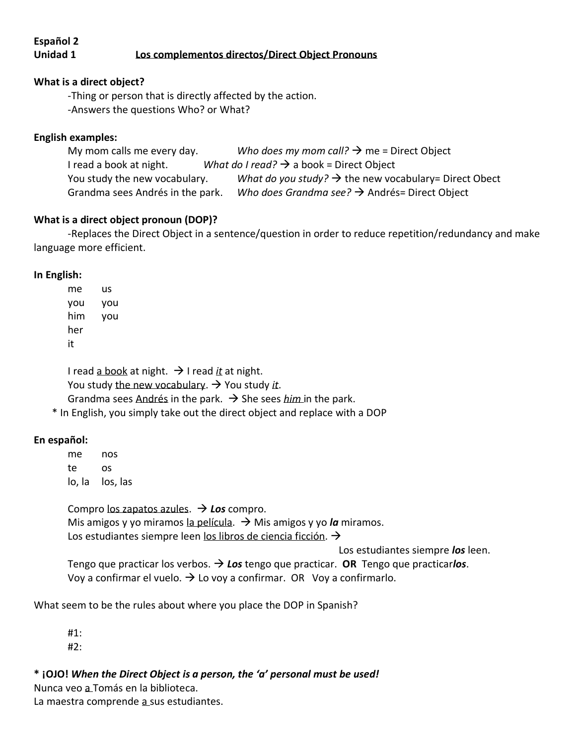**Español 2**
**Unidad 1** <u>**Los complementos directos/Direct Object Pronouns**</u>

**What is a direct object?**

-Thing or person that is directly affected by the action.
-Answers the questions Who? or What?

**English examples:**

My mom calls me every day. *Who does my mom call?* → me = Direct Object
I read a book at night. *What do I read?* → a book = Direct Object
You study the new vocabulary. *What do you study?* → the new vocabulary= Direct Obect
Grandma sees Andrés in the park. *Who does Grandma see?* → Andrés= Direct Object

**What is a direct object pronoun (DOP)?**

-Replaces the Direct Object in a sentence/question in order to reduce repetition/redundancy and make language more efficient.

**In English:**

| | |
|---|---|
| me | us |
| you | you |
| him | you |
| her | |
| it | |

I read <u>a book</u> at night. → I read <u>*it*</u> at night.
You study <u>the new vocabulary</u>. → You study <u>*it*</u>.
Grandma sees <u>Andrés</u> in the park. → She sees <u>*him*</u> in the park.

* In English, you simply take out the direct object and replace with a DOP

**En español:**

| | |
|---|---|
| me | nos |
| te | os |
| lo, la | los, las |

Compro <u>los zapatos azules</u>. → ***Los*** compro.
Mis amigos y yo miramos <u>la película</u>. → Mis amigos y yo ***la*** miramos.
Los estudiantes siempre leen <u>los libros de ciencia ficción</u>. →
Los estudiantes siempre ***los*** leen.
Tengo que practicar los verbos. → ***Los*** tengo que practicar. **OR** Tengo que practicar***los***.
Voy a confirmar el vuelo. → Lo voy a confirmar. OR Voy a confirmarlo.

What seem to be the rules about where you place the DOP in Spanish?

#1:
#2:

**\* ¡OJO!** ***When the Direct Object is a person, the 'a' personal must be used!***
Nunca veo <u>a</u> Tomás en la biblioteca.
La maestra comprende <u>a</u> sus estudiantes.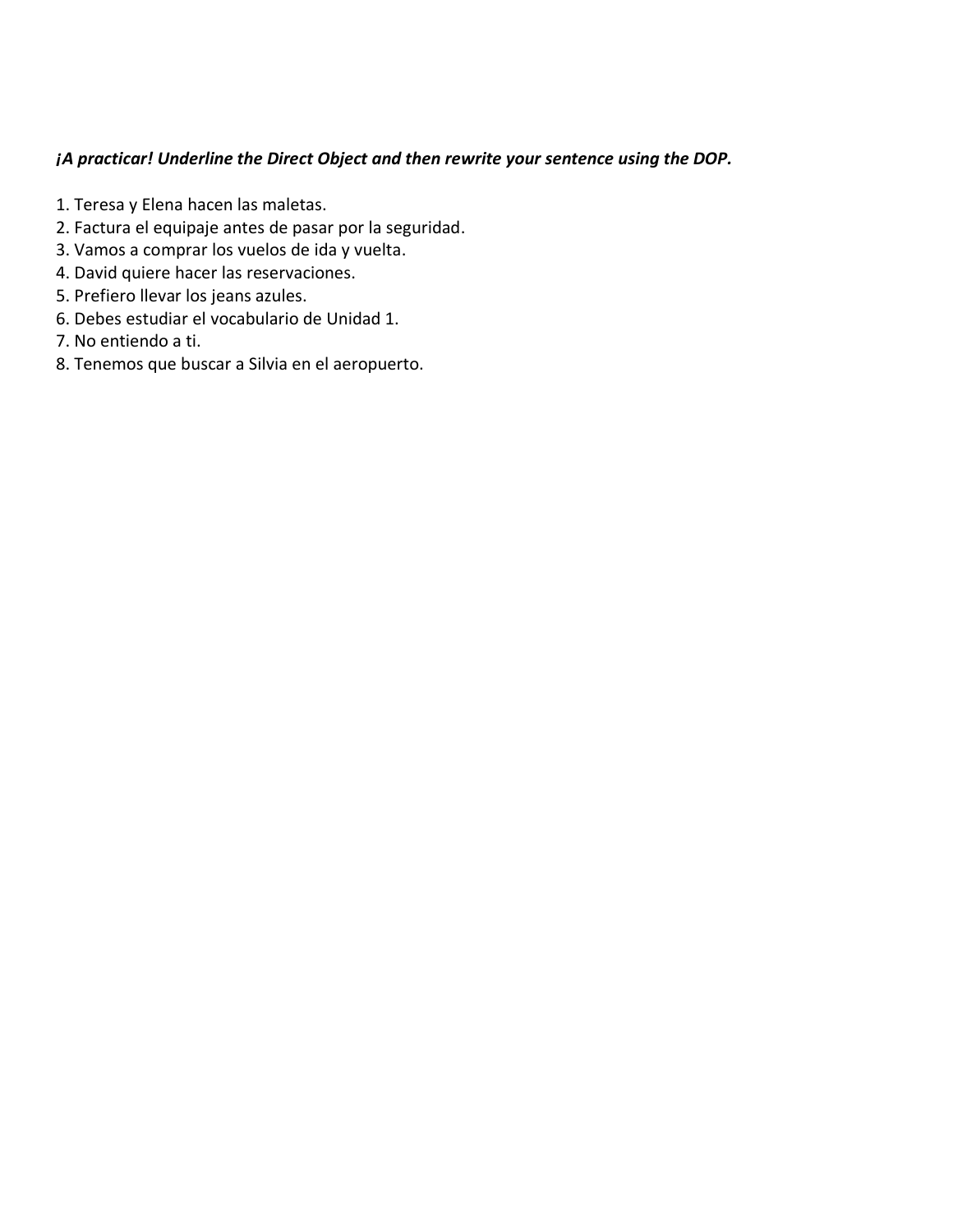***¡A practicar! Underline the Direct Object and then rewrite your sentence using the DOP.***

1. Teresa y Elena hacen las maletas.
2. Factura el equipaje antes de pasar por la seguridad.
3. Vamos a comprar los vuelos de ida y vuelta.
4. David quiere hacer las reservaciones.
5. Prefiero llevar los jeans azules.
6. Debes estudiar el vocabulario de Unidad 1.
7. No entiendo a ti.
8. Tenemos que buscar a Silvia en el aeropuerto.